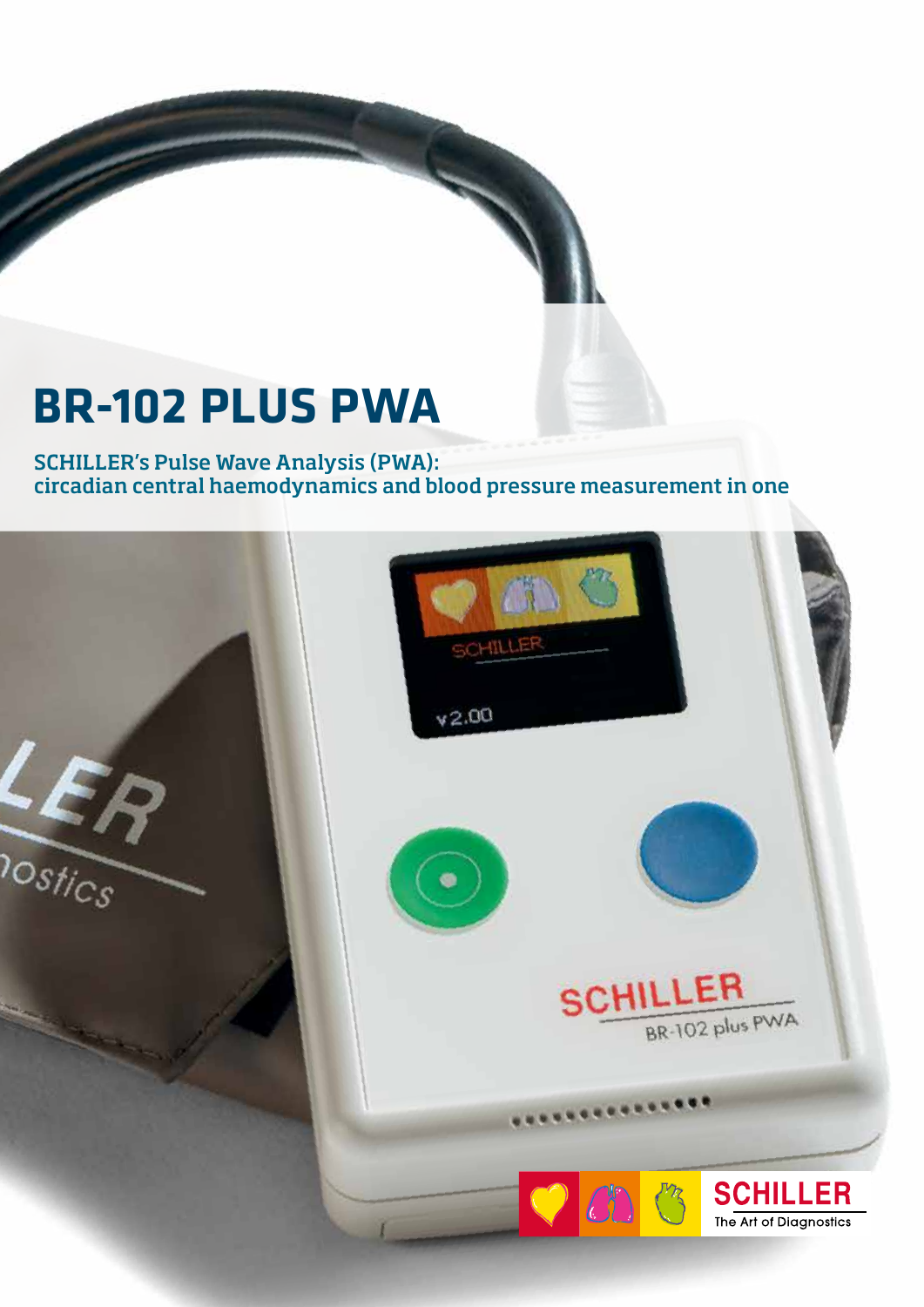# BR-102 PLUS PWA

**SCHILLER's Pulse Wave Analysis (PWA): circadian central haemodynamics and blood pressure measurement in one**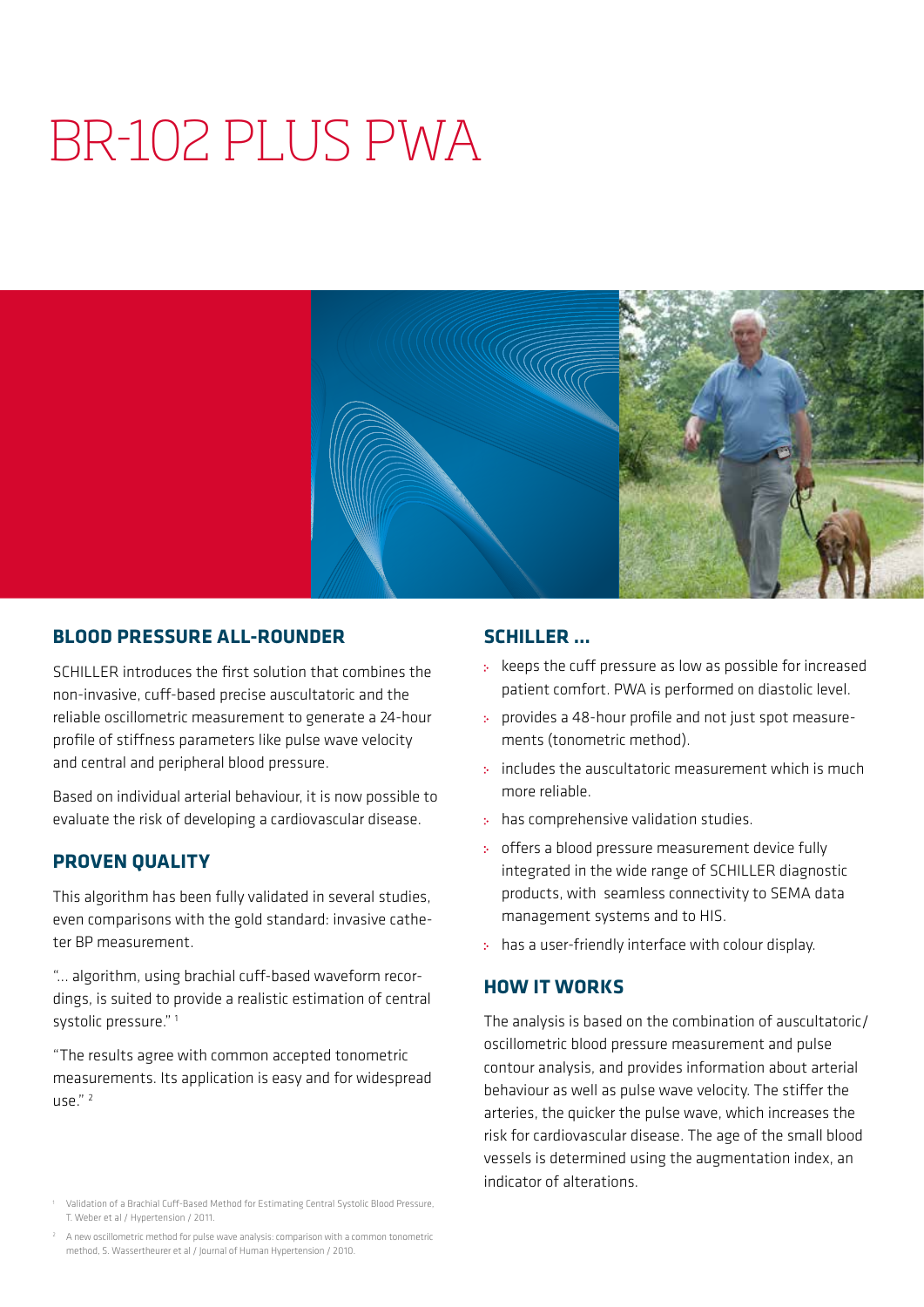# BR-102 PLUS PWA

## BLOOD PRESSURE ALL-ROUNDER

SCHILLER introduces the first solution that combines the non-invasive, cuff-based precise auscultatoric and the reliable oscillometric measurement to generate a 24-hour profile of stiffness parameters like pulse wave velocity and central and peripheral blood pressure.

Based on individual arterial behaviour, it is now possible to evaluate the risk of developing a cardiovascular disease.

## PROVEN QUALITY

This algorithm has been fully validated in several studies, even comparisons with the gold standard: invasive catheter BP measurement.

"... algorithm, using brachial cuff-based waveform recordings, is suited to provide a realistic estimation of central systolic pressure." [1]

"The results agree with common accepted tonometric measurements. Its application is easy and for widespread use." [2]

## SCHILLER ...

- keeps the cuff pressure as low as possible for increased patient comfort. PWA is performed on diastolic level.
- provides a 48-hour profile and not just spot measurements (tonometric method).
- includes the auscultatoric measurement which is much more reliable.
- has comprehensive validation studies.
- offers a blood pressure measurement device fully integrated in the wide range of SCHILLER diagnostic products, with seamless connectivity to SEMA data management systems and to HIS.
- has a user-friendly interface with colour display.

## HOW IT WORKS

The analysis is based on the combination of auscultatoric/oscillometric blood pressure measurement and pulse contour analysis, and provides information about arterial behaviour as well as pulse wave velocity. The stiffer the arteries, the quicker the pulse wave, which increases the risk for cardiovascular disease. The age of the small blood vessels is determined using the augmentation index, an indicator of alterations.

[1] Validation of a Brachial Cuff-Based Method for Estimating Central Systolic Blood Pressure, T. Weber et al / Hypertension / 2011.

[2] A new oscillometric method for pulse wave analysis: comparison with a common tonometric method, S. Wassertheurer et al / Journal of Human Hypertension / 2010.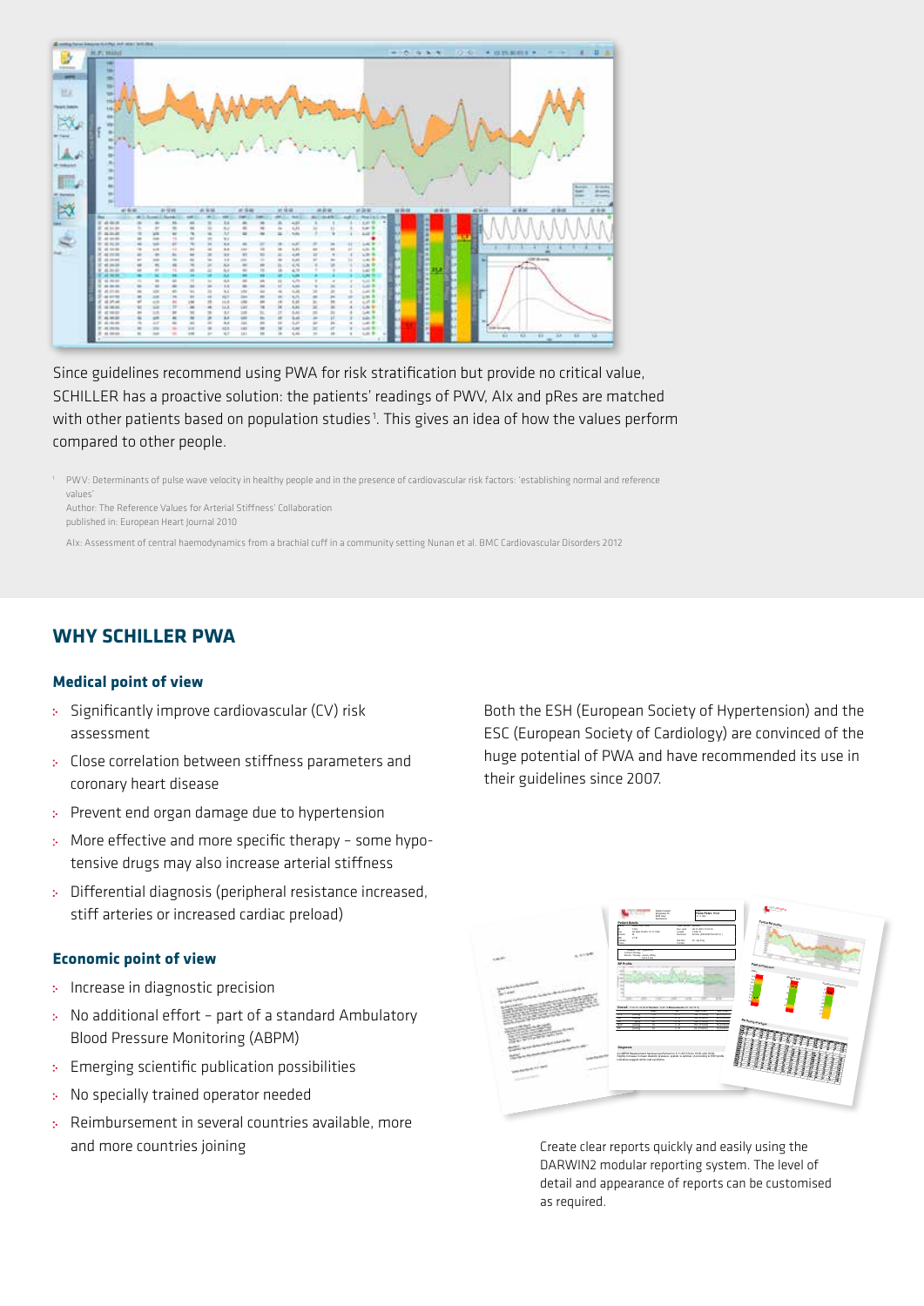Since guidelines recommend using PWA for risk stratification but provide no critical value, SCHILLER has a proactive solution: the patients' readings of PWV, AIx and pRes are matched with other patients based on population studies[1]. This gives an idea of how the values perform compared to other people.

[1] PWV: Determinants of pulse wave velocity in healthy people and in the presence of cardiovascular risk factors: 'establishing normal and reference values'
Author: The Reference Values for Arterial Stiffness' Collaboration
published in: European Heart Journal 2010

AIx: Assessment of central haemodynamics from a brachial cuff in a community setting Nunan et al. BMC Cardiovascular Disorders 2012

## WHY SCHILLER PWA

### Medical point of view

- Significantly improve cardiovascular (CV) risk assessment
- Close correlation between stiffness parameters and coronary heart disease
- Prevent end organ damage due to hypertension
- More effective and more specific therapy – some hypotensive drugs may also increase arterial stiffness
- Differential diagnosis (peripheral resistance increased, stiff arteries or increased cardiac preload)

### Economic point of view

- Increase in diagnostic precision
- No additional effort – part of a standard Ambulatory Blood Pressure Monitoring (ABPM)
- Emerging scientific publication possibilities
- No specially trained operator needed
- Reimbursement in several countries available, more and more countries joining

Both the ESH (European Society of Hypertension) and the ESC (European Society of Cardiology) are convinced of the huge potential of PWA and have recommended its use in their guidelines since 2007.

Create clear reports quickly and easily using the DARWIN2 modular reporting system. The level of detail and appearance of reports can be customised as required.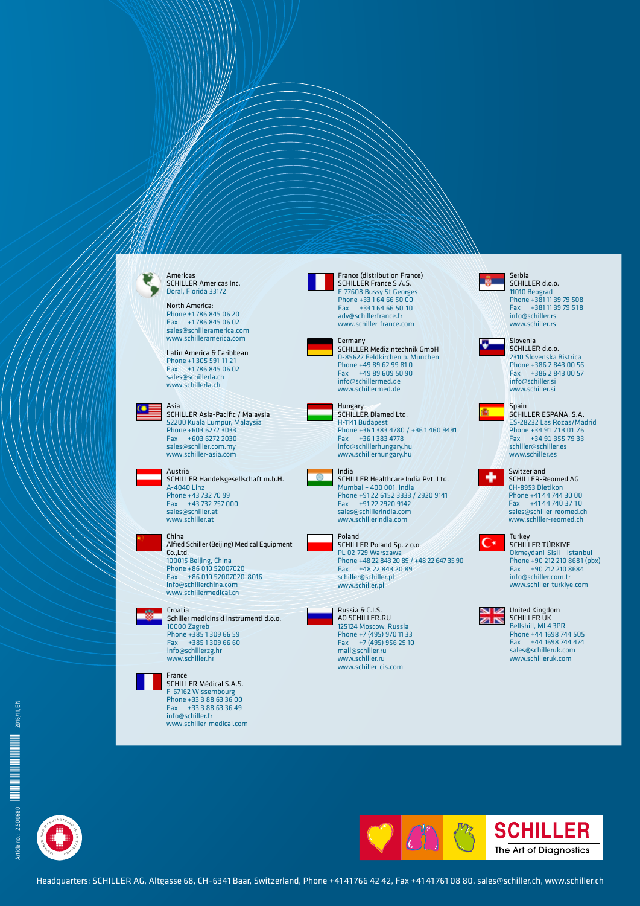Americas
SCHILLER Americas Inc.
Doral, Florida 33172

North America:
Phone +1 786 845 06 20
Fax +1 786 845 06 02
sales@schilleramerica.com
www.schilleramerica.com

Latin America & Caribbean
Phone +1 305 591 11 21
Fax +1 786 845 06 02
sales@schillerla.ch
www.schillerla.ch

Asia
SCHILLER Asia-Pacific / Malaysia
52200 Kuala Lumpur, Malaysia
Phone +603 6272 3033
Fax +603 6272 2030
sales@schiller.com.my
www.schiller-asia.com

Austria
SCHILLER Handelsgesellschaft m.b.H.
A-4040 Linz
Phone +43 732 70 99
Fax +43 732 757 000
sales@schiller.at
www.schiller.at

China
Alfred Schiller (Beijing) Medical Equipment Co.,Ltd.
100015 Beijing, China
Phone +86 010 52007020
Fax +86 010 52007020-8016
info@schillerchina.com
www.schillermedical.cn

Croatia
Schiller medicinski instrumenti d.o.o.
10000 Zagreb
Phone +385 1 309 66 59
Fax +385 1 309 66 60
info@schillerzg.hr
www.schiller.hr

France
SCHILLER Médical S.A.S.
F-67162 Wissembourg
Phone +33 3 88 63 36 00
Fax +33 3 88 63 36 49
info@schiller.fr
www.schiller-medical.com

France (distribution France)
SCHILLER France S.A.S.
F-77608 Bussy St Georges
Phone +33 1 64 66 50 00
Fax +33 1 64 66 50 10
adv@schillerfrance.fr
www.schiller-france.com

Germany
SCHILLER Medizintechnik GmbH
D-85622 Feldkirchen b. München
Phone +49 89 62 99 81 0
Fax +49 89 609 50 90
info@schillermed.de
www.schillermed.de

Hungary
SCHILLER Diamed Ltd.
H-1141 Budapest
Phone +36 1 383 4780 / +36 1 460 9491
Fax +36 1 383 4778
info@schillerhungary.hu
www.schillerhungary.hu

India
SCHILLER Healthcare India Pvt. Ltd.
Mumbai – 400 001, India
Phone +91 22 6152 3333 / 2920 9141
Fax +91 22 2920 9142
sales@schillerindia.com
www.schillerindia.com

Poland
SCHILLER Poland Sp. z o.o.
PL-02-729 Warszawa
Phone +48 22 843 20 89 / +48 22 647 35 90
Fax +48 22 843 20 89
schiller@schiller.pl
www.schiller.pl

Russia & C.I.S.
AO SCHILLER.RU
125124 Moscow, Russia
Phone +7 (495) 970 11 33
Fax +7 (495) 956 29 10
mail@schiller.ru
www.schiller.ru
www.schiller-cis.com

Serbia
SCHILLER d.o.o.
11010 Beograd
Phone +381 11 39 79 508
Fax +381 11 39 79 518
info@schiller.rs
www.schiller.rs

Slovenia
SCHILLER d.o.o.
2310 Slovenska Bistrica
Phone +386 2 843 00 56
Fax +386 2 843 00 57
info@schiller.si
www.schiller.si

Spain
SCHILLER ESPAÑA, S.A.
ES-28232 Las Rozas/Madrid
Phone +34 91 713 01 76
Fax +34 91 355 79 33
schiller@schiller.es
www.schiller.es

Switzerland
SCHILLER-Reomed AG
CH-8953 Dietikon
Phone +41 44 744 30 00
Fax +41 44 740 37 10
sales@schiller-reomed.ch
www.schiller-reomed.ch

Turkey
SCHILLER TÜRKIYE
Okmeydani-Sisli – Istanbul
Phone +90 212 210 8681 (pbx)
Fax +90 212 210 8684
info@schiller.com.tr
www.schiller-turkiye.com

United Kingdom
SCHILLER UK
Bellshill, ML4 3PR
Phone +44 1698 744 505
Fax +44 1698 744 474
sales@schilleruk.com
www.schilleruk.com

Article no.: 2.500680 2016/11 EN

SCHILLER
The Art of Diagnostics

Headquarters: SCHILLER AG, Altgasse 68, CH-6341 Baar, Switzerland, Phone +41 41 766 42 42, Fax +41 41 761 08 80, sales@schiller.ch, www.schiller.ch